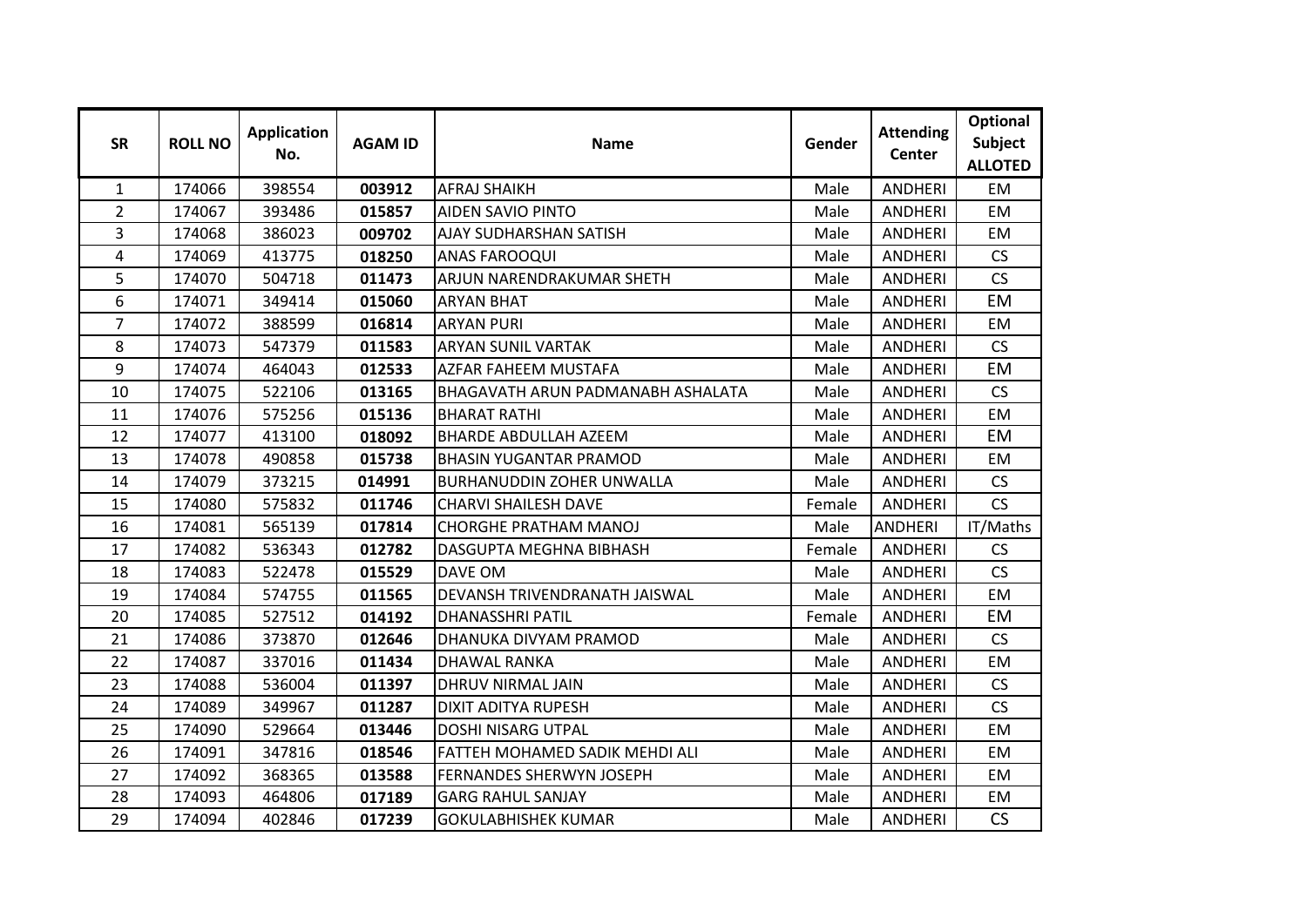| SR | ROLL NO | Application No. | AGAM ID | Name | Gender | Attending Center | Optional Subject ALLOTED |
|---|---|---|---|---|---|---|---|
| 1 | 174066 | 398554 | **003912** | AFRAJ SHAIKH | Male | ANDHERI | EM |
| 2 | 174067 | 393486 | **015857** | AIDEN SAVIO PINTO | Male | ANDHERI | EM |
| 3 | 174068 | 386023 | **009702** | AJAY SUDHARSHAN SATISH | Male | ANDHERI | EM |
| 4 | 174069 | 413775 | **018250** | ANAS FAROOQUI | Male | ANDHERI | CS |
| 5 | 174070 | 504718 | **011473** | ARJUN NARENDRAKUMAR SHETH | Male | ANDHERI | CS |
| 6 | 174071 | 349414 | **015060** | ARYAN BHAT | Male | ANDHERI | EM |
| 7 | 174072 | 388599 | **016814** | ARYAN PURI | Male | ANDHERI | EM |
| 8 | 174073 | 547379 | **011583** | ARYAN SUNIL VARTAK | Male | ANDHERI | CS |
| 9 | 174074 | 464043 | **012533** | AZFAR FAHEEM MUSTAFA | Male | ANDHERI | EM |
| 10 | 174075 | 522106 | **013165** | BHAGAVATH ARUN PADMANABH ASHALATA | Male | ANDHERI | CS |
| 11 | 174076 | 575256 | **015136** | BHARAT RATHI | Male | ANDHERI | EM |
| 12 | 174077 | 413100 | **018092** | BHARDE ABDULLAH AZEEM | Male | ANDHERI | EM |
| 13 | 174078 | 490858 | **015738** | BHASIN YUGANTAR PRAMOD | Male | ANDHERI | EM |
| 14 | 174079 | 373215 | **014991** | BURHANUDDIN ZOHER UNWALLA | Male | ANDHERI | CS |
| 15 | 174080 | 575832 | **011746** | CHARVI SHAILESH DAVE | Female | ANDHERI | CS |
| 16 | 174081 | 565139 | **017814** | CHORGHE PRATHAM MANOJ | Male | ANDHERI | IT/Maths |
| 17 | 174082 | 536343 | **012782** | DASGUPTA MEGHNA BIBHASH | Female | ANDHERI | CS |
| 18 | 174083 | 522478 | **015529** | DAVE OM | Male | ANDHERI | CS |
| 19 | 174084 | 574755 | **011565** | DEVANSH TRIVENDRANATH JAISWAL | Male | ANDHERI | EM |
| 20 | 174085 | 527512 | **014192** | DHANASSHRI PATIL | Female | ANDHERI | EM |
| 21 | 174086 | 373870 | **012646** | DHANUKA DIVYAM PRAMOD | Male | ANDHERI | CS |
| 22 | 174087 | 337016 | **011434** | DHAWAL RANKA | Male | ANDHERI | EM |
| 23 | 174088 | 536004 | **011397** | DHRUV NIRMAL JAIN | Male | ANDHERI | CS |
| 24 | 174089 | 349967 | **011287** | DIXIT ADITYA RUPESH | Male | ANDHERI | CS |
| 25 | 174090 | 529664 | **013446** | DOSHI NISARG UTPAL | Male | ANDHERI | EM |
| 26 | 174091 | 347816 | **018546** | FATTEH MOHAMED SADIK MEHDI ALI | Male | ANDHERI | EM |
| 27 | 174092 | 368365 | **013588** | FERNANDES SHERWYN JOSEPH | Male | ANDHERI | EM |
| 28 | 174093 | 464806 | **017189** | GARG RAHUL SANJAY | Male | ANDHERI | EM |
| 29 | 174094 | 402846 | **017239** | GOKULABHISHEK KUMAR | Male | ANDHERI | CS |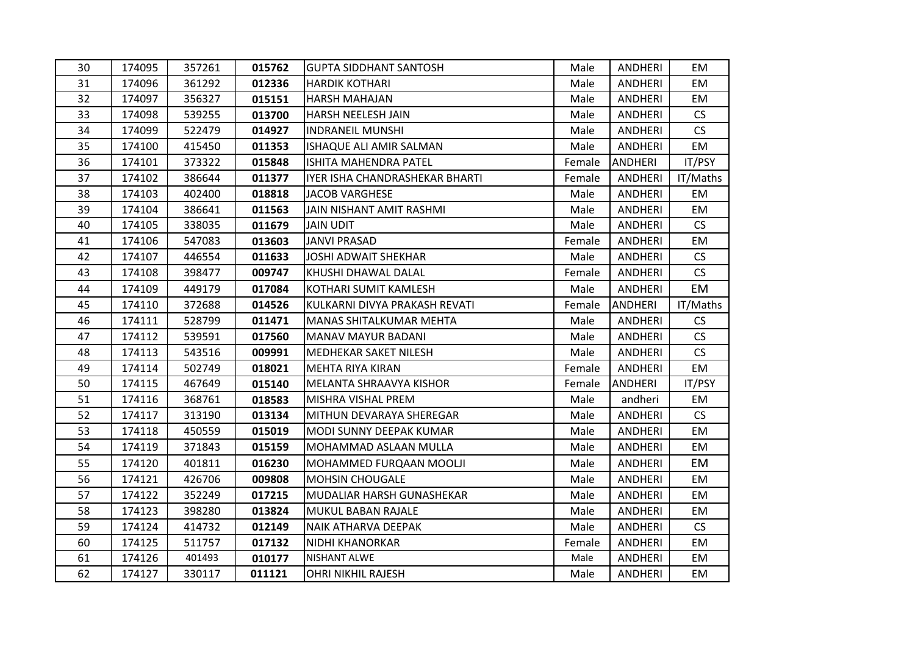| | | | | | | | |
|---|---|---|---|---|---|---|---|
| 30 | 174095 | 357261 | **015762** | GUPTA SIDDHANT SANTOSH | Male | ANDHERI | EM |
| 31 | 174096 | 361292 | **012336** | HARDIK KOTHARI | Male | ANDHERI | EM |
| 32 | 174097 | 356327 | **015151** | HARSH MAHAJAN | Male | ANDHERI | EM |
| 33 | 174098 | 539255 | **013700** | HARSH NEELESH JAIN | Male | ANDHERI | CS |
| 34 | 174099 | 522479 | **014927** | INDRANEIL MUNSHI | Male | ANDHERI | CS |
| 35 | 174100 | 415450 | **011353** | ISHAQUE ALI AMIR SALMAN | Male | ANDHERI | EM |
| 36 | 174101 | 373322 | **015848** | ISHITA MAHENDRA PATEL | Female | ANDHERI | IT/PSY |
| 37 | 174102 | 386644 | **011377** | IYER ISHA CHANDRASHEKAR BHARTI | Female | ANDHERI | IT/Maths |
| 38 | 174103 | 402400 | **018818** | JACOB VARGHESE | Male | ANDHERI | EM |
| 39 | 174104 | 386641 | **011563** | JAIN NISHANT AMIT RASHMI | Male | ANDHERI | EM |
| 40 | 174105 | 338035 | **011679** | JAIN UDIT | Male | ANDHERI | CS |
| 41 | 174106 | 547083 | **013603** | JANVI PRASAD | Female | ANDHERI | EM |
| 42 | 174107 | 446554 | **011633** | JOSHI ADWAIT SHEKHAR | Male | ANDHERI | CS |
| 43 | 174108 | 398477 | **009747** | KHUSHI DHAWAL DALAL | Female | ANDHERI | CS |
| 44 | 174109 | 449179 | **017084** | KOTHARI SUMIT KAMLESH | Male | ANDHERI | EM |
| 45 | 174110 | 372688 | **014526** | KULKARNI DIVYA PRAKASH REVATI | Female | ANDHERI | IT/Maths |
| 46 | 174111 | 528799 | **011471** | MANAS SHITALKUMAR MEHTA | Male | ANDHERI | CS |
| 47 | 174112 | 539591 | **017560** | MANAV MAYUR BADANI | Male | ANDHERI | CS |
| 48 | 174113 | 543516 | **009991** | MEDHEKAR SAKET NILESH | Male | ANDHERI | CS |
| 49 | 174114 | 502749 | **018021** | MEHTA RIYA KIRAN | Female | ANDHERI | EM |
| 50 | 174115 | 467649 | **015140** | MELANTA SHRAAVYA KISHOR | Female | ANDHERI | IT/PSY |
| 51 | 174116 | 368761 | **018583** | MISHRA VISHAL PREM | Male | andheri | EM |
| 52 | 174117 | 313190 | **013134** | MITHUN DEVARAYA SHEREGAR | Male | ANDHERI | CS |
| 53 | 174118 | 450559 | **015019** | MODI SUNNY DEEPAK KUMAR | Male | ANDHERI | EM |
| 54 | 174119 | 371843 | **015159** | MOHAMMAD ASLAAN MULLA | Male | ANDHERI | EM |
| 55 | 174120 | 401811 | **016230** | MOHAMMED FURQAAN MOOLJI | Male | ANDHERI | EM |
| 56 | 174121 | 426706 | **009808** | MOHSIN CHOUGALE | Male | ANDHERI | EM |
| 57 | 174122 | 352249 | **017215** | MUDALIAR HARSH GUNASHEKAR | Male | ANDHERI | EM |
| 58 | 174123 | 398280 | **013824** | MUKUL BABAN RAJALE | Male | ANDHERI | EM |
| 59 | 174124 | 414732 | **012149** | NAIK ATHARVA DEEPAK | Male | ANDHERI | CS |
| 60 | 174125 | 511757 | **017132** | NIDHI KHANORKAR | Female | ANDHERI | EM |
| 61 | 174126 | 401493 | **010177** | NISHANT ALWE | Male | ANDHERI | EM |
| 62 | 174127 | 330117 | **011121** | OHRI NIKHIL RAJESH | Male | ANDHERI | EM |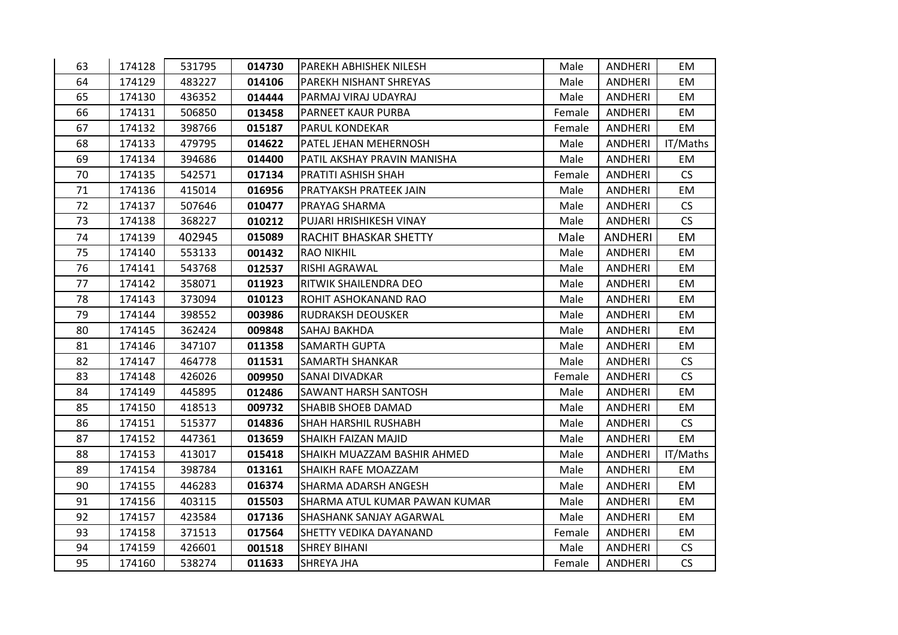| 63 | 174128 | 531795 | **014730** | PAREKH ABHISHEK NILESH | Male | ANDHERI | EM |
|---|---|---|---|---|---|---|---|
| 64 | 174129 | 483227 | **014106** | PAREKH NISHANT SHREYAS | Male | ANDHERI | EM |
| 65 | 174130 | 436352 | **014444** | PARMAJ VIRAJ UDAYRAJ | Male | ANDHERI | EM |
| 66 | 174131 | 506850 | **013458** | PARNEET KAUR PURBA | Female | ANDHERI | EM |
| 67 | 174132 | 398766 | **015187** | PARUL KONDEKAR | Female | ANDHERI | EM |
| 68 | 174133 | 479795 | **014622** | PATEL JEHAN MEHERNOSH | Male | ANDHERI | IT/Maths |
| 69 | 174134 | 394686 | **014400** | PATIL AKSHAY PRAVIN MANISHA | Male | ANDHERI | EM |
| 70 | 174135 | 542571 | **017134** | PRATITI ASHISH SHAH | Female | ANDHERI | CS |
| 71 | 174136 | 415014 | **016956** | PRATYAKSH PRATEEK JAIN | Male | ANDHERI | EM |
| 72 | 174137 | 507646 | **010477** | PRAYAG SHARMA | Male | ANDHERI | CS |
| 73 | 174138 | 368227 | **010212** | PUJARI HRISHIKESH VINAY | Male | ANDHERI | CS |
| 74 | 174139 | 402945 | **015089** | RACHIT BHASKAR SHETTY | Male | ANDHERI | EM |
| 75 | 174140 | 553133 | **001432** | RAO NIKHIL | Male | ANDHERI | EM |
| 76 | 174141 | 543768 | **012537** | RISHI AGRAWAL | Male | ANDHERI | EM |
| 77 | 174142 | 358071 | **011923** | RITWIK SHAILENDRA DEO | Male | ANDHERI | EM |
| 78 | 174143 | 373094 | **010123** | ROHIT ASHOKANAND RAO | Male | ANDHERI | EM |
| 79 | 174144 | 398552 | **003986** | RUDRAKSH DEOUSKER | Male | ANDHERI | EM |
| 80 | 174145 | 362424 | **009848** | SAHAJ BAKHDA | Male | ANDHERI | EM |
| 81 | 174146 | 347107 | **011358** | SAMARTH GUPTA | Male | ANDHERI | EM |
| 82 | 174147 | 464778 | **011531** | SAMARTH SHANKAR | Male | ANDHERI | CS |
| 83 | 174148 | 426026 | **009950** | SANAI DIVADKAR | Female | ANDHERI | CS |
| 84 | 174149 | 445895 | **012486** | SAWANT HARSH SANTOSH | Male | ANDHERI | EM |
| 85 | 174150 | 418513 | **009732** | SHABIB SHOEB DAMAD | Male | ANDHERI | EM |
| 86 | 174151 | 515377 | **014836** | SHAH HARSHIL RUSHABH | Male | ANDHERI | CS |
| 87 | 174152 | 447361 | **013659** | SHAIKH FAIZAN MAJID | Male | ANDHERI | EM |
| 88 | 174153 | 413017 | **015418** | SHAIKH MUAZZAM BASHIR AHMED | Male | ANDHERI | IT/Maths |
| 89 | 174154 | 398784 | **013161** | SHAIKH RAFE MOAZZAM | Male | ANDHERI | EM |
| 90 | 174155 | 446283 | **016374** | SHARMA ADARSH ANGESH | Male | ANDHERI | EM |
| 91 | 174156 | 403115 | **015503** | SHARMA ATUL KUMAR PAWAN KUMAR | Male | ANDHERI | EM |
| 92 | 174157 | 423584 | **017136** | SHASHANK SANJAY AGARWAL | Male | ANDHERI | EM |
| 93 | 174158 | 371513 | **017564** | SHETTY VEDIKA DAYANAND | Female | ANDHERI | EM |
| 94 | 174159 | 426601 | **001518** | SHREY BIHANI | Male | ANDHERI | CS |
| 95 | 174160 | 538274 | **011633** | SHREYA JHA | Female | ANDHERI | CS |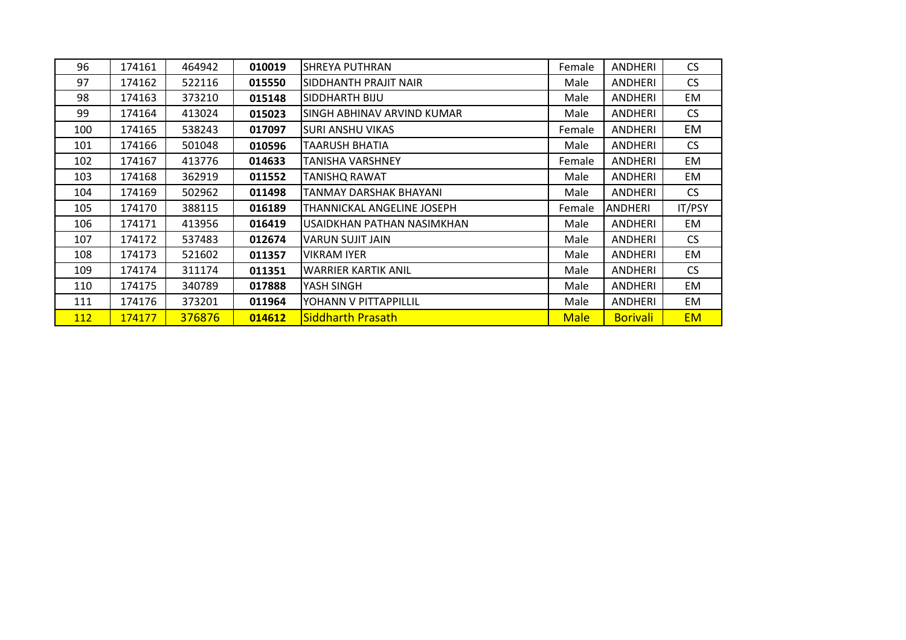| 96 | 174161 | 464942 | **010019** | SHREYA PUTHRAN | Female | ANDHERI | CS |
|---|---|---|---|---|---|---|---|
| 97 | 174162 | 522116 | **015550** | SIDDHANTH PRAJIT NAIR | Male | ANDHERI | CS |
| 98 | 174163 | 373210 | **015148** | SIDDHARTH BIJU | Male | ANDHERI | EM |
| 99 | 174164 | 413024 | **015023** | SINGH ABHINAV ARVIND KUMAR | Male | ANDHERI | CS |
| 100 | 174165 | 538243 | **017097** | SURI ANSHU VIKAS | Female | ANDHERI | EM |
| 101 | 174166 | 501048 | **010596** | TAARUSH BHATIA | Male | ANDHERI | CS |
| 102 | 174167 | 413776 | **014633** | TANISHA VARSHNEY | Female | ANDHERI | EM |
| 103 | 174168 | 362919 | **011552** | TANISHQ RAWAT | Male | ANDHERI | EM |
| 104 | 174169 | 502962 | **011498** | TANMAY DARSHAK BHAYANI | Male | ANDHERI | CS |
| 105 | 174170 | 388115 | **016189** | THANNICKAL ANGELINE JOSEPH | Female | ANDHERI | IT/PSY |
| 106 | 174171 | 413956 | **016419** | USAIDKHAN PATHAN NASIMKHAN | Male | ANDHERI | EM |
| 107 | 174172 | 537483 | **012674** | VARUN SUJIT JAIN | Male | ANDHERI | CS |
| 108 | 174173 | 521602 | **011357** | VIKRAM IYER | Male | ANDHERI | EM |
| 109 | 174174 | 311174 | **011351** | WARRIER KARTIK ANIL | Male | ANDHERI | CS |
| 110 | 174175 | 340789 | **017888** | YASH SINGH | Male | ANDHERI | EM |
| 111 | 174176 | 373201 | **011964** | YOHANN V PITTAPPILLIL | Male | ANDHERI | EM |
| 112 | 174177 | 376876 | **014612** | Siddharth Prasath | Male | Borivali | EM |